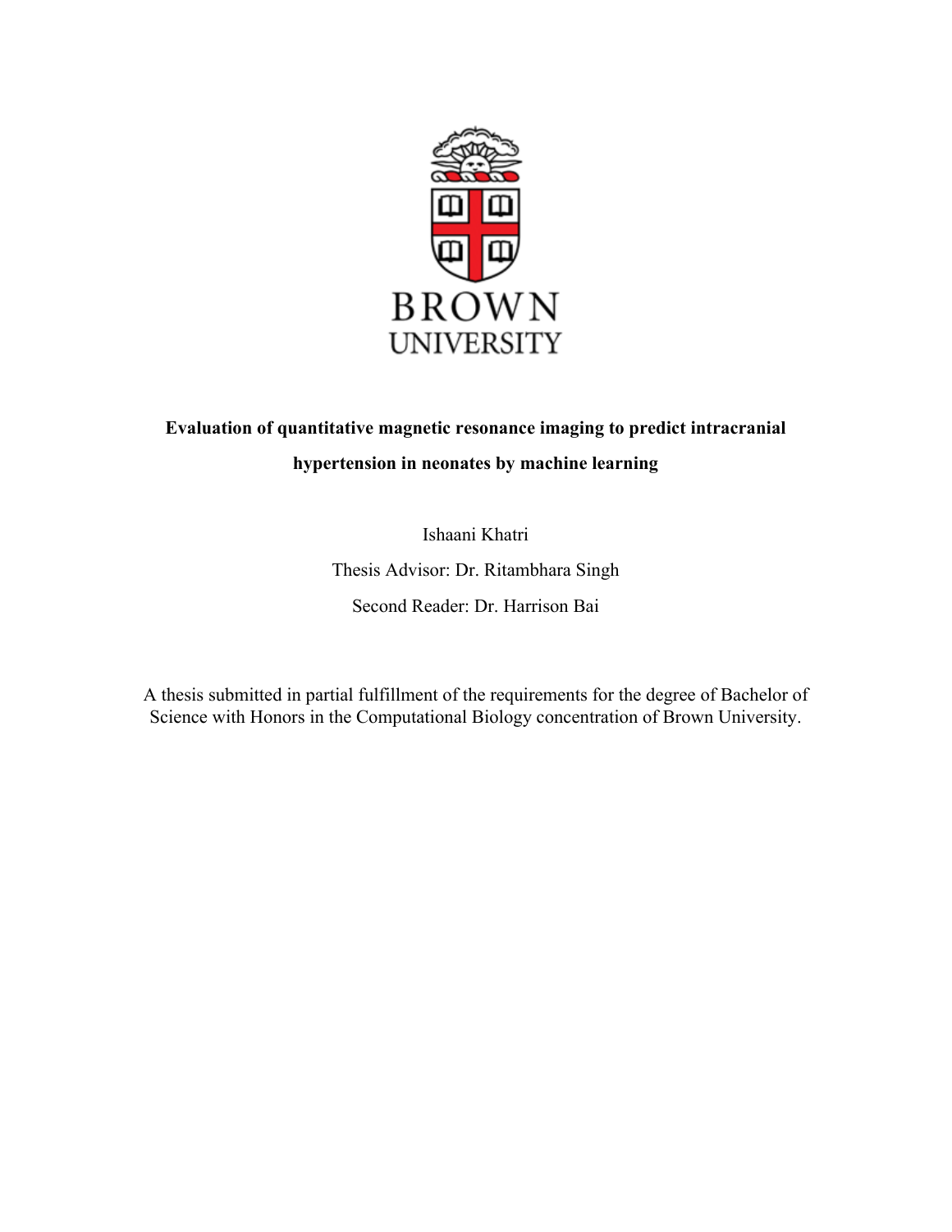BROWN
UNIVERSITY

**Evaluation of quantitative magnetic resonance imaging to predict intracranial hypertension in neonates by machine learning**

Ishaani Khatri

Thesis Advisor: Dr. Ritambhara Singh

Second Reader: Dr. Harrison Bai

A thesis submitted in partial fulfillment of the requirements for the degree of Bachelor of Science with Honors in the Computational Biology concentration of Brown University.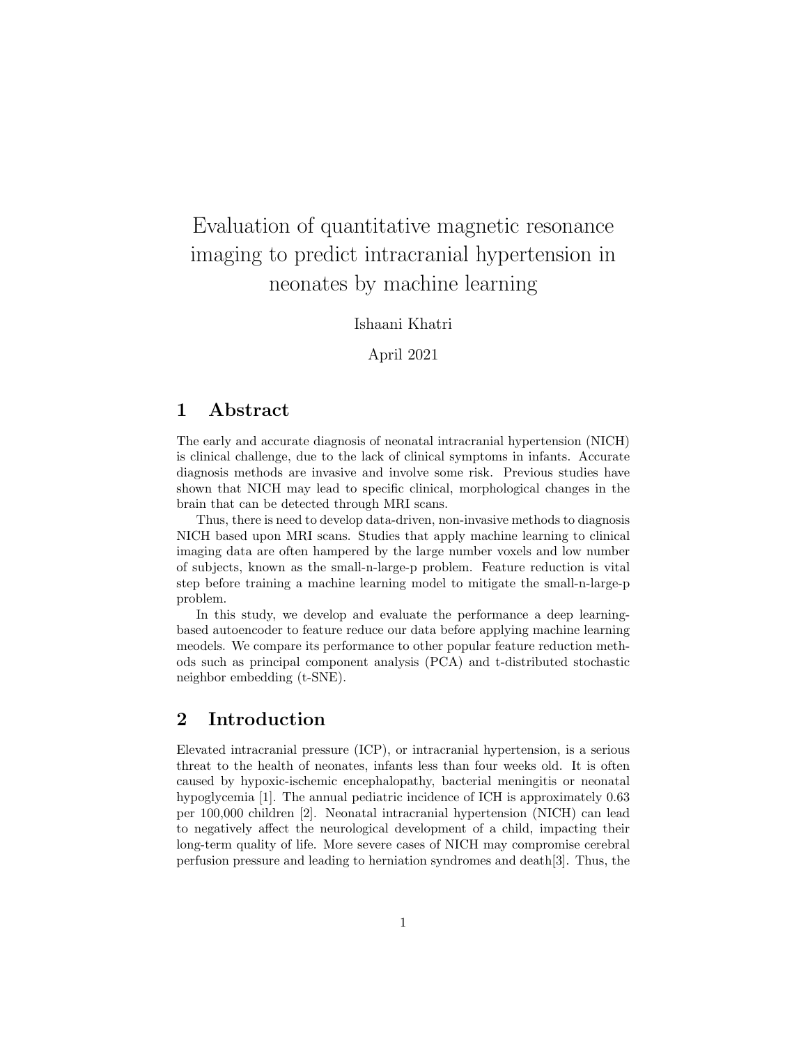# Evaluation of quantitative magnetic resonance imaging to predict intracranial hypertension in neonates by machine learning

Ishaani Khatri

April 2021

## 1 Abstract

The early and accurate diagnosis of neonatal intracranial hypertension (NICH) is clinical challenge, due to the lack of clinical symptoms in infants. Accurate diagnosis methods are invasive and involve some risk. Previous studies have shown that NICH may lead to specific clinical, morphological changes in the brain that can be detected through MRI scans.

Thus, there is need to develop data-driven, non-invasive methods to diagnosis NICH based upon MRI scans. Studies that apply machine learning to clinical imaging data are often hampered by the large number voxels and low number of subjects, known as the small-n-large-p problem. Feature reduction is vital step before training a machine learning model to mitigate the small-n-large-p problem.

In this study, we develop and evaluate the performance a deep learning-based autoencoder to feature reduce our data before applying machine learning meodels. We compare its performance to other popular feature reduction methods such as principal component analysis (PCA) and t-distributed stochastic neighbor embedding (t-SNE).

## 2 Introduction

Elevated intracranial pressure (ICP), or intracranial hypertension, is a serious threat to the health of neonates, infants less than four weeks old. It is often caused by hypoxic-ischemic encephalopathy, bacterial meningitis or neonatal hypoglycemia [1]. The annual pediatric incidence of ICH is approximately 0.63 per 100,000 children [2]. Neonatal intracranial hypertension (NICH) can lead to negatively affect the neurological development of a child, impacting their long-term quality of life. More severe cases of NICH may compromise cerebral perfusion pressure and leading to herniation syndromes and death[3]. Thus, the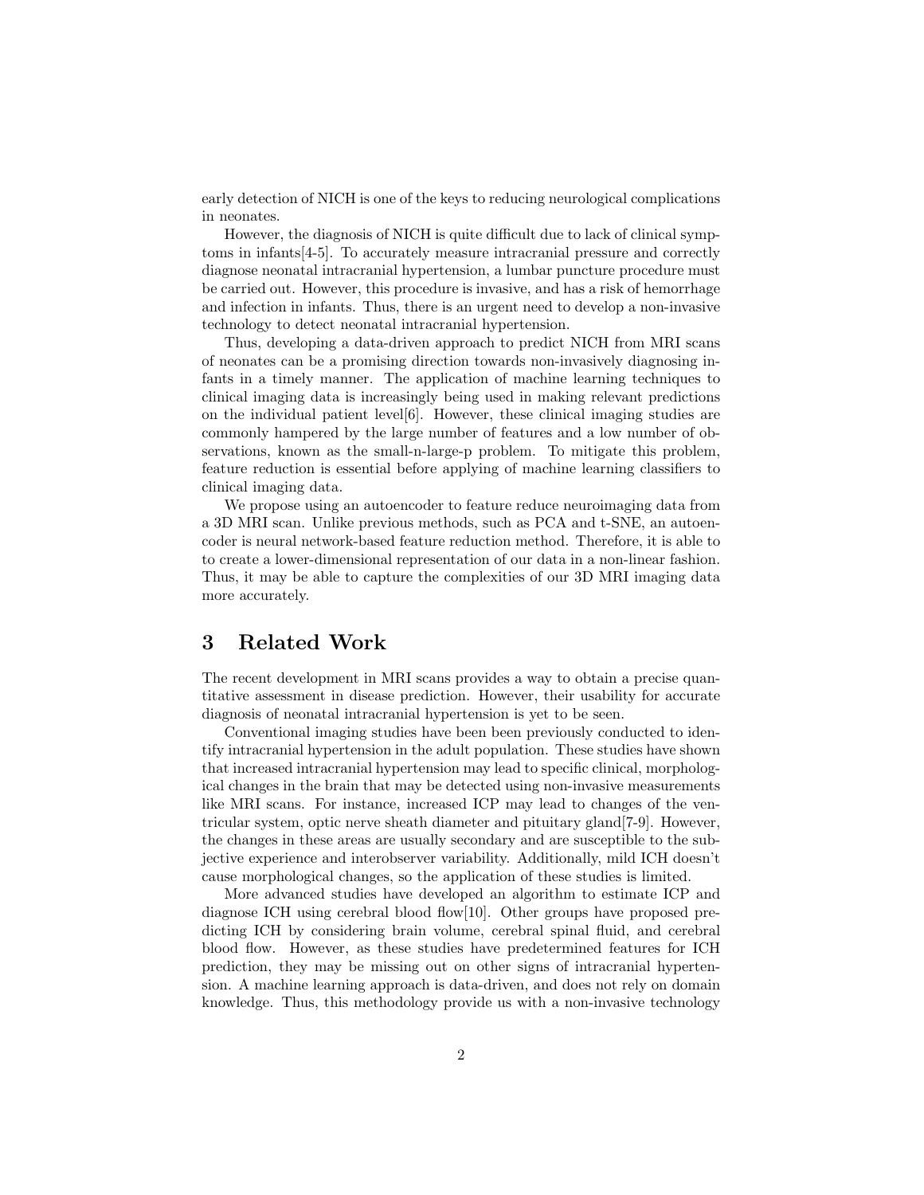early detection of NICH is one of the keys to reducing neurological complications in neonates.

However, the diagnosis of NICH is quite difficult due to lack of clinical symptoms in infants[4-5]. To accurately measure intracranial pressure and correctly diagnose neonatal intracranial hypertension, a lumbar puncture procedure must be carried out. However, this procedure is invasive, and has a risk of hemorrhage and infection in infants. Thus, there is an urgent need to develop a non-invasive technology to detect neonatal intracranial hypertension.

Thus, developing a data-driven approach to predict NICH from MRI scans of neonates can be a promising direction towards non-invasively diagnosing infants in a timely manner. The application of machine learning techniques to clinical imaging data is increasingly being used in making relevant predictions on the individual patient level[6]. However, these clinical imaging studies are commonly hampered by the large number of features and a low number of observations, known as the small-n-large-p problem. To mitigate this problem, feature reduction is essential before applying of machine learning classifiers to clinical imaging data.

We propose using an autoencoder to feature reduce neuroimaging data from a 3D MRI scan. Unlike previous methods, such as PCA and t-SNE, an autoencoder is neural network-based feature reduction method. Therefore, it is able to to create a lower-dimensional representation of our data in a non-linear fashion. Thus, it may be able to capture the complexities of our 3D MRI imaging data more accurately.

# 3 Related Work

The recent development in MRI scans provides a way to obtain a precise quantitative assessment in disease prediction. However, their usability for accurate diagnosis of neonatal intracranial hypertension is yet to be seen.

Conventional imaging studies have been been previously conducted to identify intracranial hypertension in the adult population. These studies have shown that increased intracranial hypertension may lead to specific clinical, morphological changes in the brain that may be detected using non-invasive measurements like MRI scans. For instance, increased ICP may lead to changes of the ventricular system, optic nerve sheath diameter and pituitary gland[7-9]. However, the changes in these areas are usually secondary and are susceptible to the subjective experience and interobserver variability. Additionally, mild ICH doesn't cause morphological changes, so the application of these studies is limited.

More advanced studies have developed an algorithm to estimate ICP and diagnose ICH using cerebral blood flow[10]. Other groups have proposed predicting ICH by considering brain volume, cerebral spinal fluid, and cerebral blood flow. However, as these studies have predetermined features for ICH prediction, they may be missing out on other signs of intracranial hypertension. A machine learning approach is data-driven, and does not rely on domain knowledge. Thus, this methodology provide us with a non-invasive technology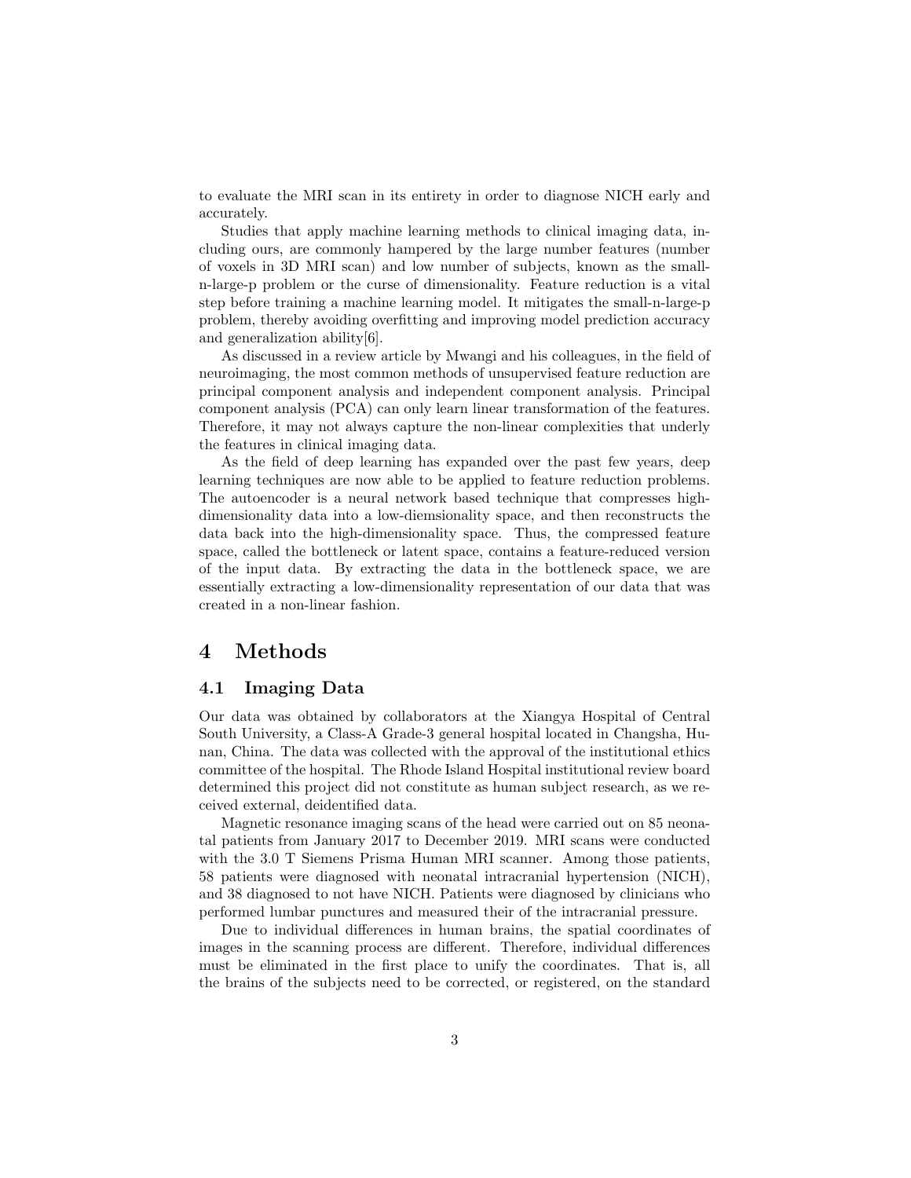to evaluate the MRI scan in its entirety in order to diagnose NICH early and accurately.

Studies that apply machine learning methods to clinical imaging data, including ours, are commonly hampered by the large number features (number of voxels in 3D MRI scan) and low number of subjects, known as the small-n-large-p problem or the curse of dimensionality. Feature reduction is a vital step before training a machine learning model. It mitigates the small-n-large-p problem, thereby avoiding overfitting and improving model prediction accuracy and generalization ability[6].

As discussed in a review article by Mwangi and his colleagues, in the field of neuroimaging, the most common methods of unsupervised feature reduction are principal component analysis and independent component analysis. Principal component analysis (PCA) can only learn linear transformation of the features. Therefore, it may not always capture the non-linear complexities that underly the features in clinical imaging data.

As the field of deep learning has expanded over the past few years, deep learning techniques are now able to be applied to feature reduction problems. The autoencoder is a neural network based technique that compresses high-dimensionality data into a low-diemsionality space, and then reconstructs the data back into the high-dimensionality space. Thus, the compressed feature space, called the bottleneck or latent space, contains a feature-reduced version of the input data. By extracting the data in the bottleneck space, we are essentially extracting a low-dimensionality representation of our data that was created in a non-linear fashion.

# 4 Methods

## 4.1 Imaging Data

Our data was obtained by collaborators at the Xiangya Hospital of Central South University, a Class-A Grade-3 general hospital located in Changsha, Hunan, China. The data was collected with the approval of the institutional ethics committee of the hospital. The Rhode Island Hospital institutional review board determined this project did not constitute as human subject research, as we received external, deidentified data.

Magnetic resonance imaging scans of the head were carried out on 85 neonatal patients from January 2017 to December 2019. MRI scans were conducted with the 3.0 T Siemens Prisma Human MRI scanner. Among those patients, 58 patients were diagnosed with neonatal intracranial hypertension (NICH), and 38 diagnosed to not have NICH. Patients were diagnosed by clinicians who performed lumbar punctures and measured their of the intracranial pressure.

Due to individual differences in human brains, the spatial coordinates of images in the scanning process are different. Therefore, individual differences must be eliminated in the first place to unify the coordinates. That is, all the brains of the subjects need to be corrected, or registered, on the standard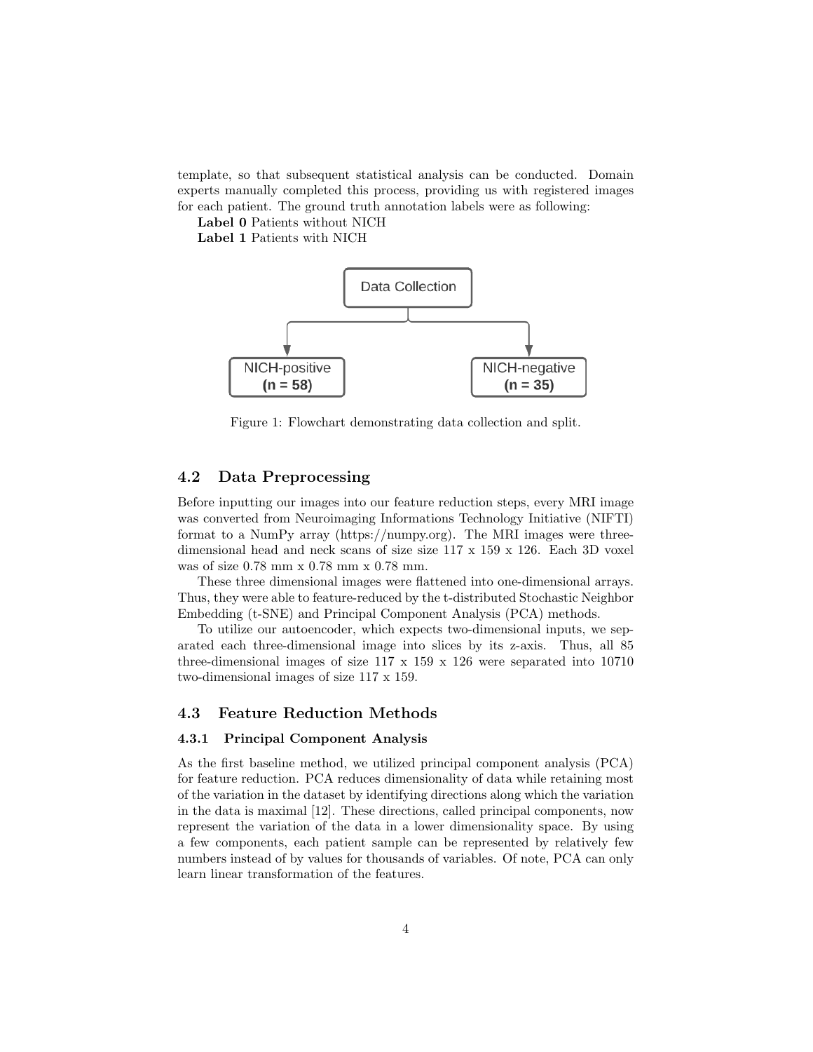template, so that subsequent statistical analysis can be conducted. Domain experts manually completed this process, providing us with registered images for each patient. The ground truth annotation labels were as following:

**Label 0** Patients without NICH

**Label 1** Patients with NICH

Data Collection

NICH-positive **(n = 58)**

NICH-negative **(n = 35)**

Figure 1: Flowchart demonstrating data collection and split.

### 4.2 Data Preprocessing

Before inputting our images into our feature reduction steps, every MRI image was converted from Neuroimaging Informations Technology Initiative (NIFTI) format to a NumPy array (https://numpy.org). The MRI images were three-dimensional head and neck scans of size size 117 x 159 x 126. Each 3D voxel was of size 0.78 mm x 0.78 mm x 0.78 mm.

These three dimensional images were flattened into one-dimensional arrays. Thus, they were able to feature-reduced by the t-distributed Stochastic Neighbor Embedding (t-SNE) and Principal Component Analysis (PCA) methods.

To utilize our autoencoder, which expects two-dimensional inputs, we separated each three-dimensional image into slices by its z-axis. Thus, all 85 three-dimensional images of size 117 x 159 x 126 were separated into 10710 two-dimensional images of size 117 x 159.

### 4.3 Feature Reduction Methods

#### 4.3.1 Principal Component Analysis

As the first baseline method, we utilized principal component analysis (PCA) for feature reduction. PCA reduces dimensionality of data while retaining most of the variation in the dataset by identifying directions along which the variation in the data is maximal [12]. These directions, called principal components, now represent the variation of the data in a lower dimensionality space. By using a few components, each patient sample can be represented by relatively few numbers instead of by values for thousands of variables. Of note, PCA can only learn linear transformation of the features.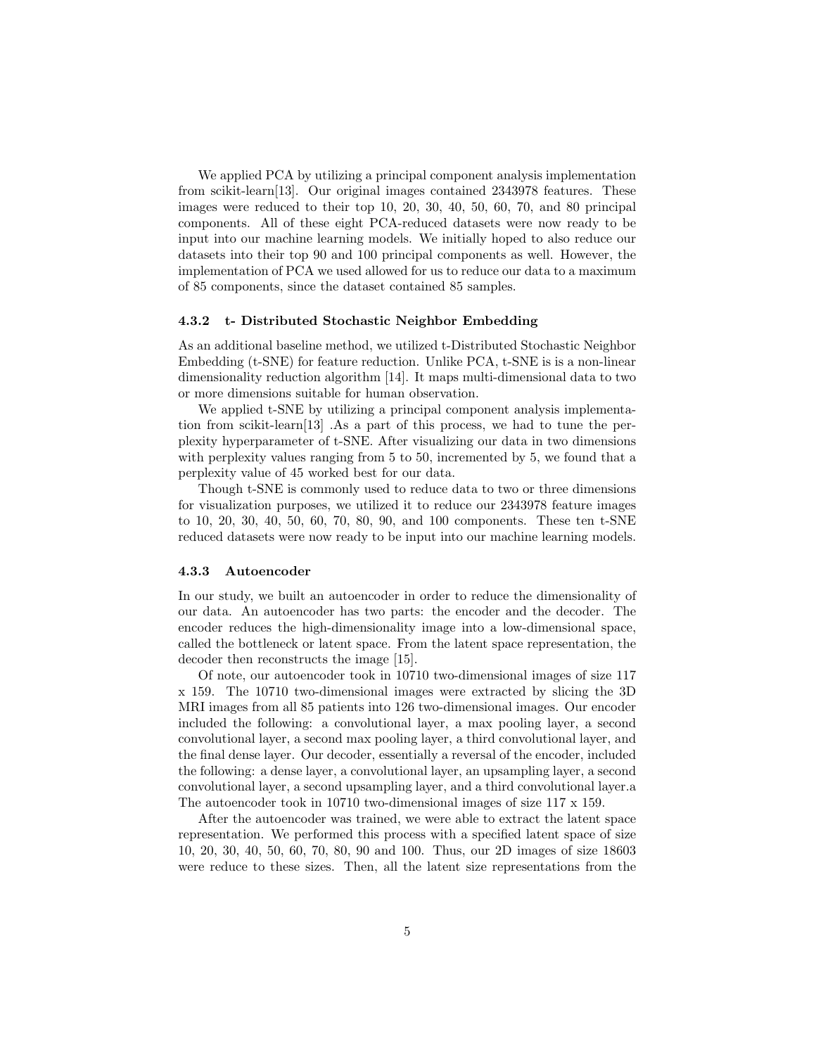We applied PCA by utilizing a principal component analysis implementation from scikit-learn[13]. Our original images contained 2343978 features. These images were reduced to their top 10, 20, 30, 40, 50, 60, 70, and 80 principal components. All of these eight PCA-reduced datasets were now ready to be input into our machine learning models. We initially hoped to also reduce our datasets into their top 90 and 100 principal components as well. However, the implementation of PCA we used allowed for us to reduce our data to a maximum of 85 components, since the dataset contained 85 samples.

#### 4.3.2 t- Distributed Stochastic Neighbor Embedding

As an additional baseline method, we utilized t-Distributed Stochastic Neighbor Embedding (t-SNE) for feature reduction. Unlike PCA, t-SNE is is a non-linear dimensionality reduction algorithm [14]. It maps multi-dimensional data to two or more dimensions suitable for human observation.

We applied t-SNE by utilizing a principal component analysis implementation from scikit-learn[13] .As a part of this process, we had to tune the perplexity hyperparameter of t-SNE. After visualizing our data in two dimensions with perplexity values ranging from 5 to 50, incremented by 5, we found that a perplexity value of 45 worked best for our data.

Though t-SNE is commonly used to reduce data to two or three dimensions for visualization purposes, we utilized it to reduce our 2343978 feature images to 10, 20, 30, 40, 50, 60, 70, 80, 90, and 100 components. These ten t-SNE reduced datasets were now ready to be input into our machine learning models.

#### 4.3.3 Autoencoder

In our study, we built an autoencoder in order to reduce the dimensionality of our data. An autoencoder has two parts: the encoder and the decoder. The encoder reduces the high-dimensionality image into a low-dimensional space, called the bottleneck or latent space. From the latent space representation, the decoder then reconstructs the image [15].

Of note, our autoencoder took in 10710 two-dimensional images of size 117 x 159. The 10710 two-dimensional images were extracted by slicing the 3D MRI images from all 85 patients into 126 two-dimensional images. Our encoder included the following: a convolutional layer, a max pooling layer, a second convolutional layer, a second max pooling layer, a third convolutional layer, and the final dense layer. Our decoder, essentially a reversal of the encoder, included the following: a dense layer, a convolutional layer, an upsampling layer, a second convolutional layer, a second upsampling layer, and a third convolutional layer.a The autoencoder took in 10710 two-dimensional images of size 117 x 159.

After the autoencoder was trained, we were able to extract the latent space representation. We performed this process with a specified latent space of size 10, 20, 30, 40, 50, 60, 70, 80, 90 and 100. Thus, our 2D images of size 18603 were reduce to these sizes. Then, all the latent size representations from the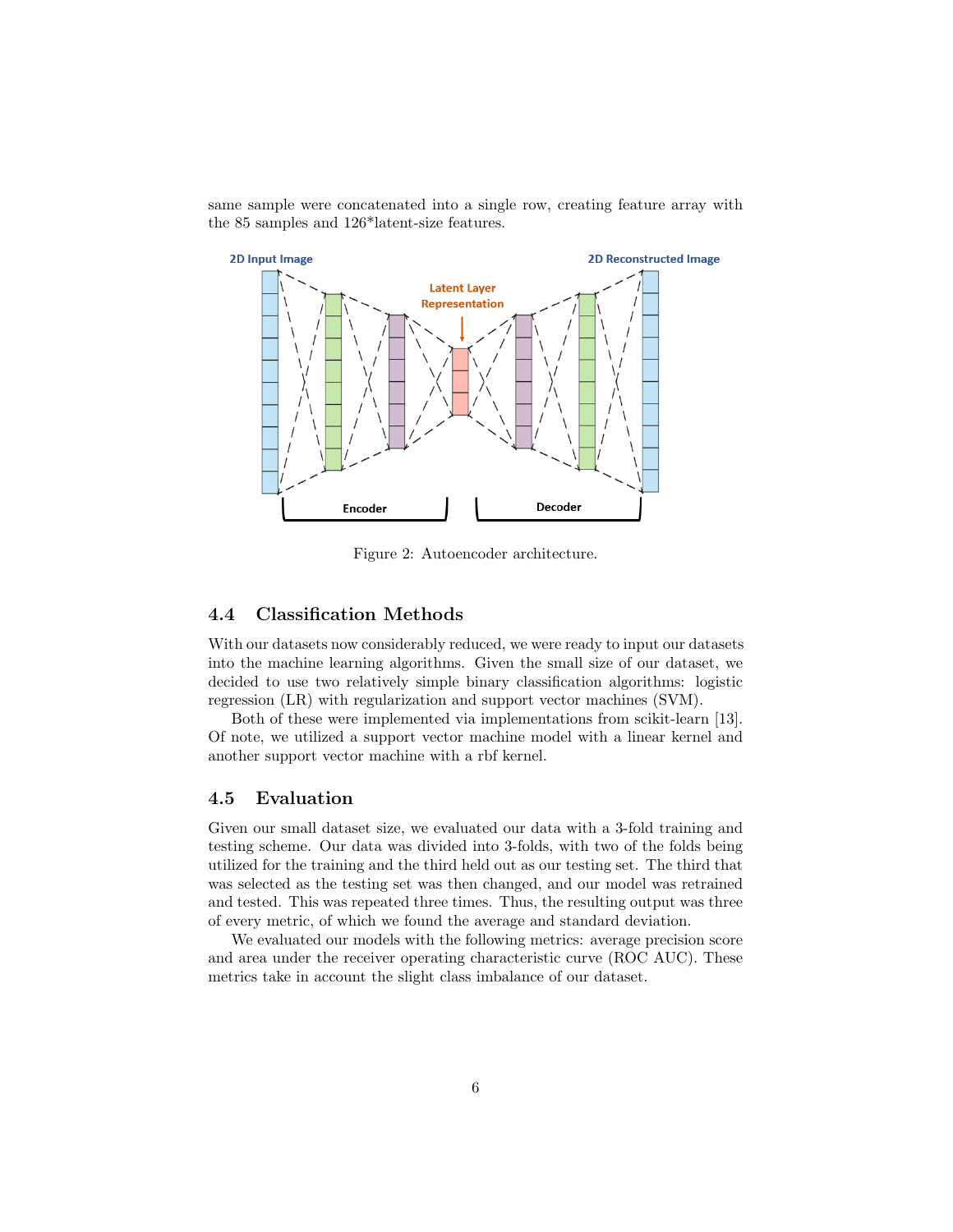same sample were concatenated into a single row, creating feature array with the 85 samples and 126*latent-size features.

Figure 2: Autoencoder architecture.

### 4.4 Classification Methods

With our datasets now considerably reduced, we were ready to input our datasets into the machine learning algorithms. Given the small size of our dataset, we decided to use two relatively simple binary classification algorithms: logistic regression (LR) with regularization and support vector machines (SVM).

Both of these were implemented via implementations from scikit-learn [13]. Of note, we utilized a support vector machine model with a linear kernel and another support vector machine with a rbf kernel.

### 4.5 Evaluation

Given our small dataset size, we evaluated our data with a 3-fold training and testing scheme. Our data was divided into 3-folds, with two of the folds being utilized for the training and the third held out as our testing set. The third that was selected as the testing set was then changed, and our model was retrained and tested. This was repeated three times. Thus, the resulting output was three of every metric, of which we found the average and standard deviation.

We evaluated our models with the following metrics: average precision score and area under the receiver operating characteristic curve (ROC AUC). These metrics take in account the slight class imbalance of our dataset.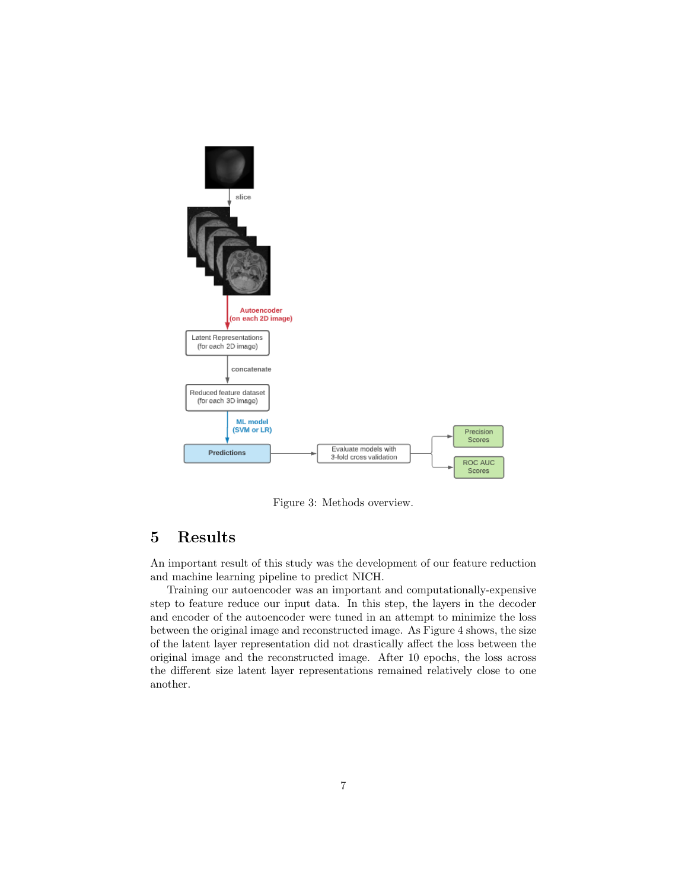Figure 3: Methods overview.

## 5 Results

An important result of this study was the development of our feature reduction and machine learning pipeline to predict NICH.

Training our autoencoder was an important and computationally-expensive step to feature reduce our input data. In this step, the layers in the decoder and encoder of the autoencoder were tuned in an attempt to minimize the loss between the original image and reconstructed image. As Figure 4 shows, the size of the latent layer representation did not drastically affect the loss between the original image and the reconstructed image. After 10 epochs, the loss across the different size latent layer representations remained relatively close to one another.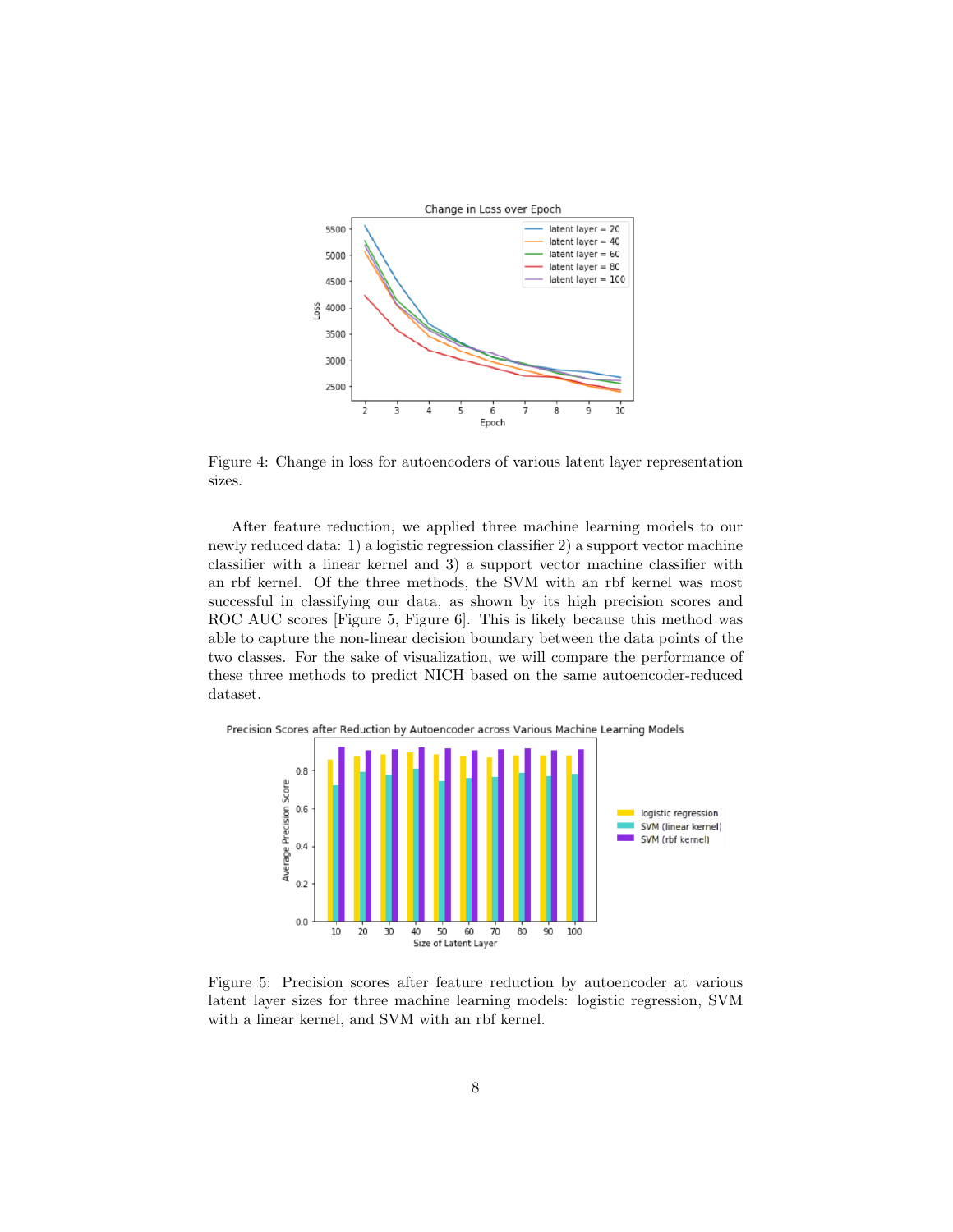Figure 4: Change in loss for autoencoders of various latent layer representation sizes.

After feature reduction, we applied three machine learning models to our newly reduced data: 1) a logistic regression classifier 2) a support vector machine classifier with a linear kernel and 3) a support vector machine classifier with an rbf kernel. Of the three methods, the SVM with an rbf kernel was most successful in classifying our data, as shown by its high precision scores and ROC AUC scores [Figure 5, Figure 6]. This is likely because this method was able to capture the non-linear decision boundary between the data points of the two classes. For the sake of visualization, we will compare the performance of these three methods to predict NICH based on the same autoencoder-reduced dataset.

Figure 5: Precision scores after feature reduction by autoencoder at various latent layer sizes for three machine learning models: logistic regression, SVM with a linear kernel, and SVM with an rbf kernel.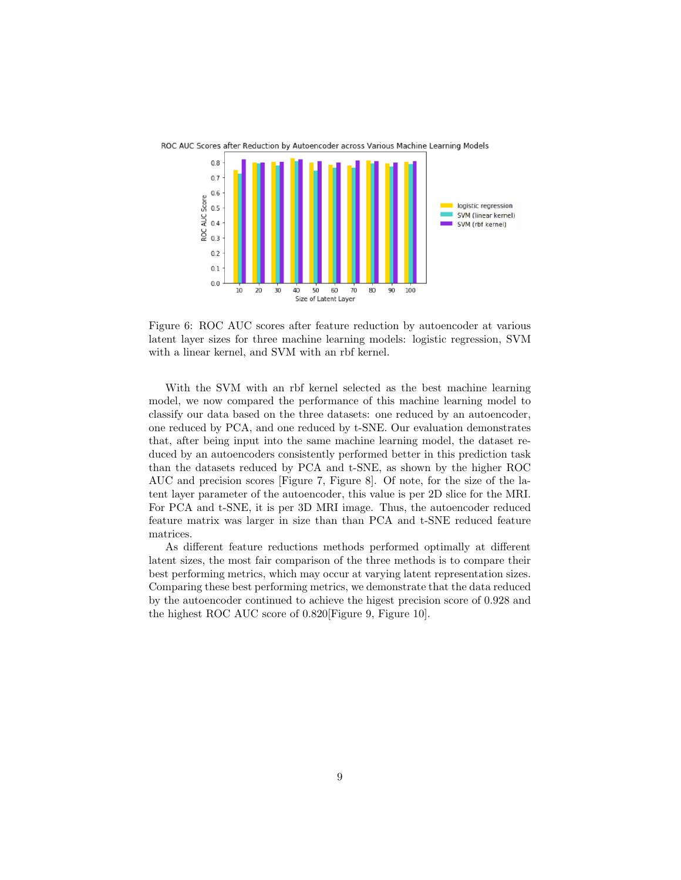Figure 6: ROC AUC scores after feature reduction by autoencoder at various latent layer sizes for three machine learning models: logistic regression, SVM with a linear kernel, and SVM with an rbf kernel.

With the SVM with an rbf kernel selected as the best machine learning model, we now compared the performance of this machine learning model to classify our data based on the three datasets: one reduced by an autoencoder, one reduced by PCA, and one reduced by t-SNE. Our evaluation demonstrates that, after being input into the same machine learning model, the dataset reduced by an autoencoders consistently performed better in this prediction task than the datasets reduced by PCA and t-SNE, as shown by the higher ROC AUC and precision scores [Figure 7, Figure 8]. Of note, for the size of the latent layer parameter of the autoencoder, this value is per 2D slice for the MRI. For PCA and t-SNE, it is per 3D MRI image. Thus, the autoencoder reduced feature matrix was larger in size than than PCA and t-SNE reduced feature matrices.

As different feature reductions methods performed optimally at different latent sizes, the most fair comparison of the three methods is to compare their best performing metrics, which may occur at varying latent representation sizes. Comparing these best performing metrics, we demonstrate that the data reduced by the autoencoder continued to achieve the higest precision score of 0.928 and the highest ROC AUC score of 0.820[Figure 9, Figure 10].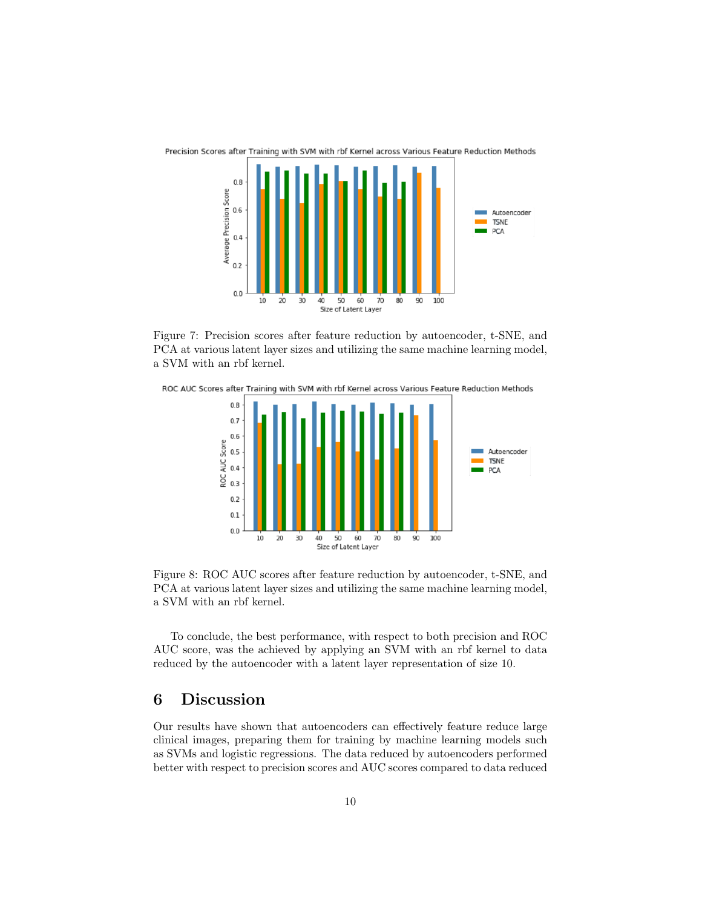Figure 7: Precision scores after feature reduction by autoencoder, t-SNE, and PCA at various latent layer sizes and utilizing the same machine learning model, a SVM with an rbf kernel.

Figure 8: ROC AUC scores after feature reduction by autoencoder, t-SNE, and PCA at various latent layer sizes and utilizing the same machine learning model, a SVM with an rbf kernel.

To conclude, the best performance, with respect to both precision and ROC AUC score, was the achieved by applying an SVM with an rbf kernel to data reduced by the autoencoder with a latent layer representation of size 10.

# 6 Discussion

Our results have shown that autoencoders can effectively feature reduce large clinical images, preparing them for training by machine learning models such as SVMs and logistic regressions. The data reduced by autoencoders performed better with respect to precision scores and AUC scores compared to data reduced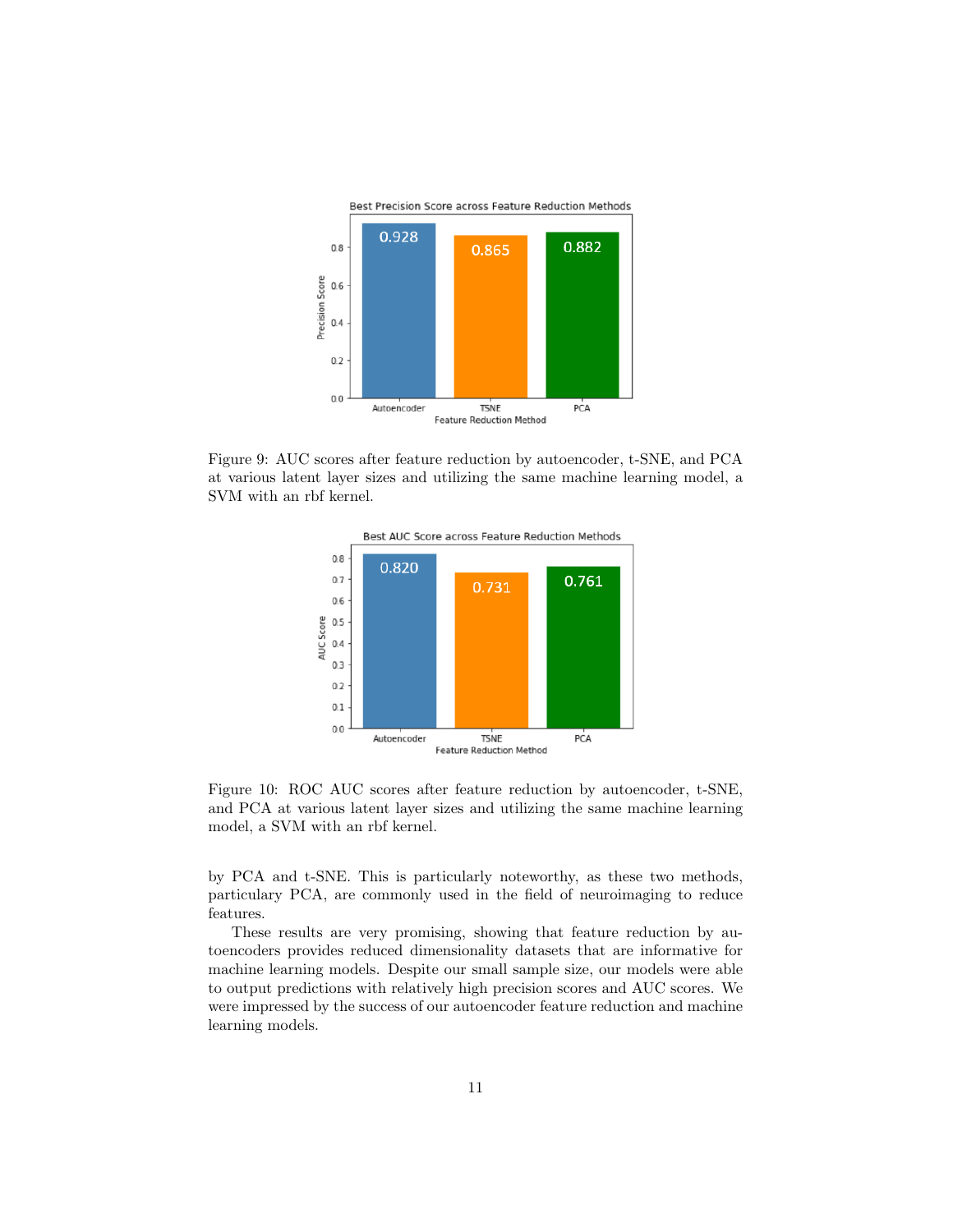Figure 9: AUC scores after feature reduction by autoencoder, t-SNE, and PCA at various latent layer sizes and utilizing the same machine learning model, a SVM with an rbf kernel.

Figure 10: ROC AUC scores after feature reduction by autoencoder, t-SNE, and PCA at various latent layer sizes and utilizing the same machine learning model, a SVM with an rbf kernel.

by PCA and t-SNE. This is particularly noteworthy, as these two methods, particulary PCA, are commonly used in the field of neuroimaging to reduce features.

These results are very promising, showing that feature reduction by autoencoders provides reduced dimensionality datasets that are informative for machine learning models. Despite our small sample size, our models were able to output predictions with relatively high precision scores and AUC scores. We were impressed by the success of our autoencoder feature reduction and machine learning models.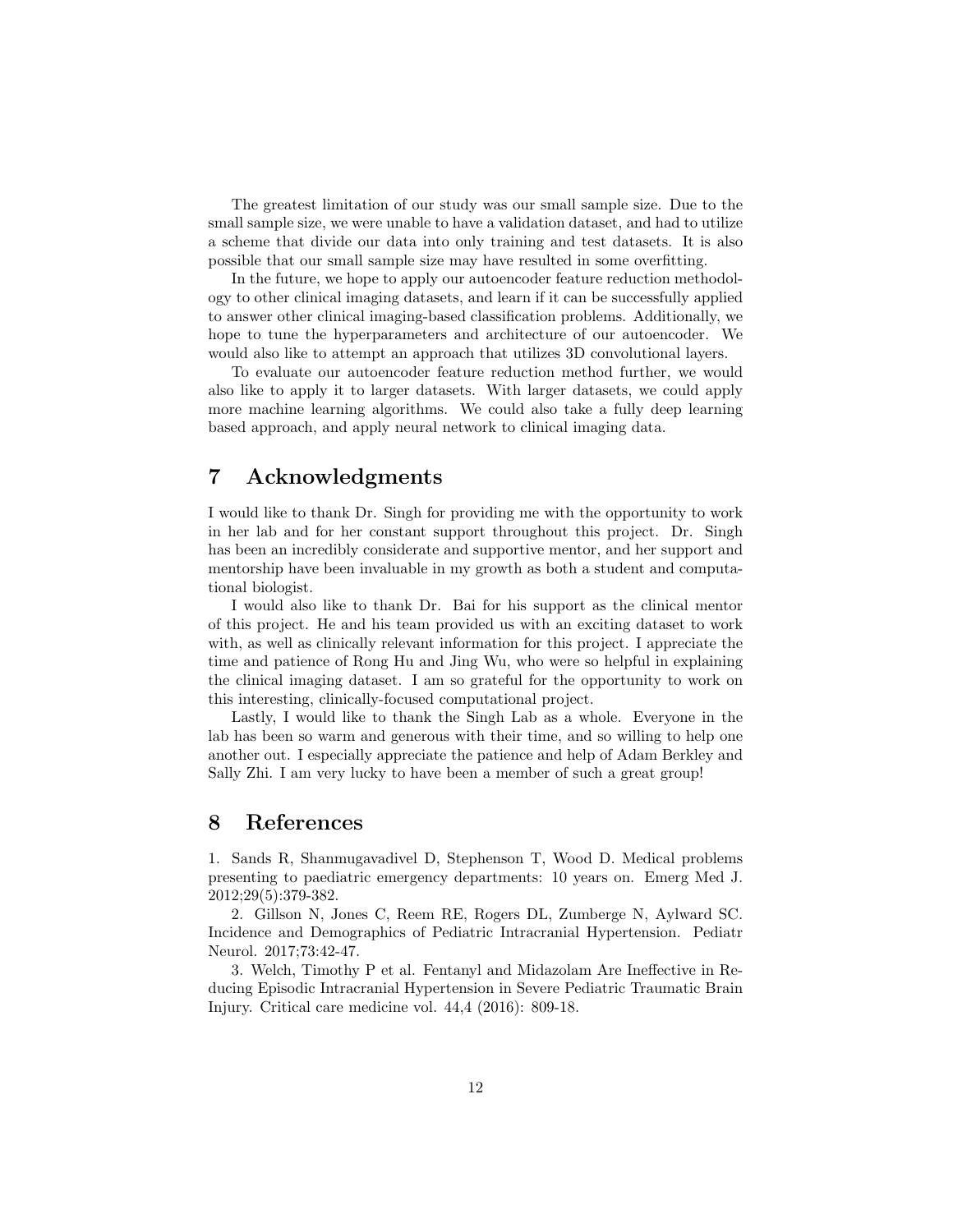The greatest limitation of our study was our small sample size. Due to the small sample size, we were unable to have a validation dataset, and had to utilize a scheme that divide our data into only training and test datasets. It is also possible that our small sample size may have resulted in some overfitting.

In the future, we hope to apply our autoencoder feature reduction methodology to other clinical imaging datasets, and learn if it can be successfully applied to answer other clinical imaging-based classification problems. Additionally, we hope to tune the hyperparameters and architecture of our autoencoder. We would also like to attempt an approach that utilizes 3D convolutional layers.

To evaluate our autoencoder feature reduction method further, we would also like to apply it to larger datasets. With larger datasets, we could apply more machine learning algorithms. We could also take a fully deep learning based approach, and apply neural network to clinical imaging data.

## 7 Acknowledgments

I would like to thank Dr. Singh for providing me with the opportunity to work in her lab and for her constant support throughout this project. Dr. Singh has been an incredibly considerate and supportive mentor, and her support and mentorship have been invaluable in my growth as both a student and computational biologist.

I would also like to thank Dr. Bai for his support as the clinical mentor of this project. He and his team provided us with an exciting dataset to work with, as well as clinically relevant information for this project. I appreciate the time and patience of Rong Hu and Jing Wu, who were so helpful in explaining the clinical imaging dataset. I am so grateful for the opportunity to work on this interesting, clinically-focused computational project.

Lastly, I would like to thank the Singh Lab as a whole. Everyone in the lab has been so warm and generous with their time, and so willing to help one another out. I especially appreciate the patience and help of Adam Berkley and Sally Zhi. I am very lucky to have been a member of such a great group!

## 8 References

1. Sands R, Shanmugavadivel D, Stephenson T, Wood D. Medical problems presenting to paediatric emergency departments: 10 years on. Emerg Med J. 2012;29(5):379-382.

2. Gillson N, Jones C, Reem RE, Rogers DL, Zumberge N, Aylward SC. Incidence and Demographics of Pediatric Intracranial Hypertension. Pediatr Neurol. 2017;73:42-47.

3. Welch, Timothy P et al. Fentanyl and Midazolam Are Ineffective in Reducing Episodic Intracranial Hypertension in Severe Pediatric Traumatic Brain Injury. Critical care medicine vol. 44,4 (2016): 809-18.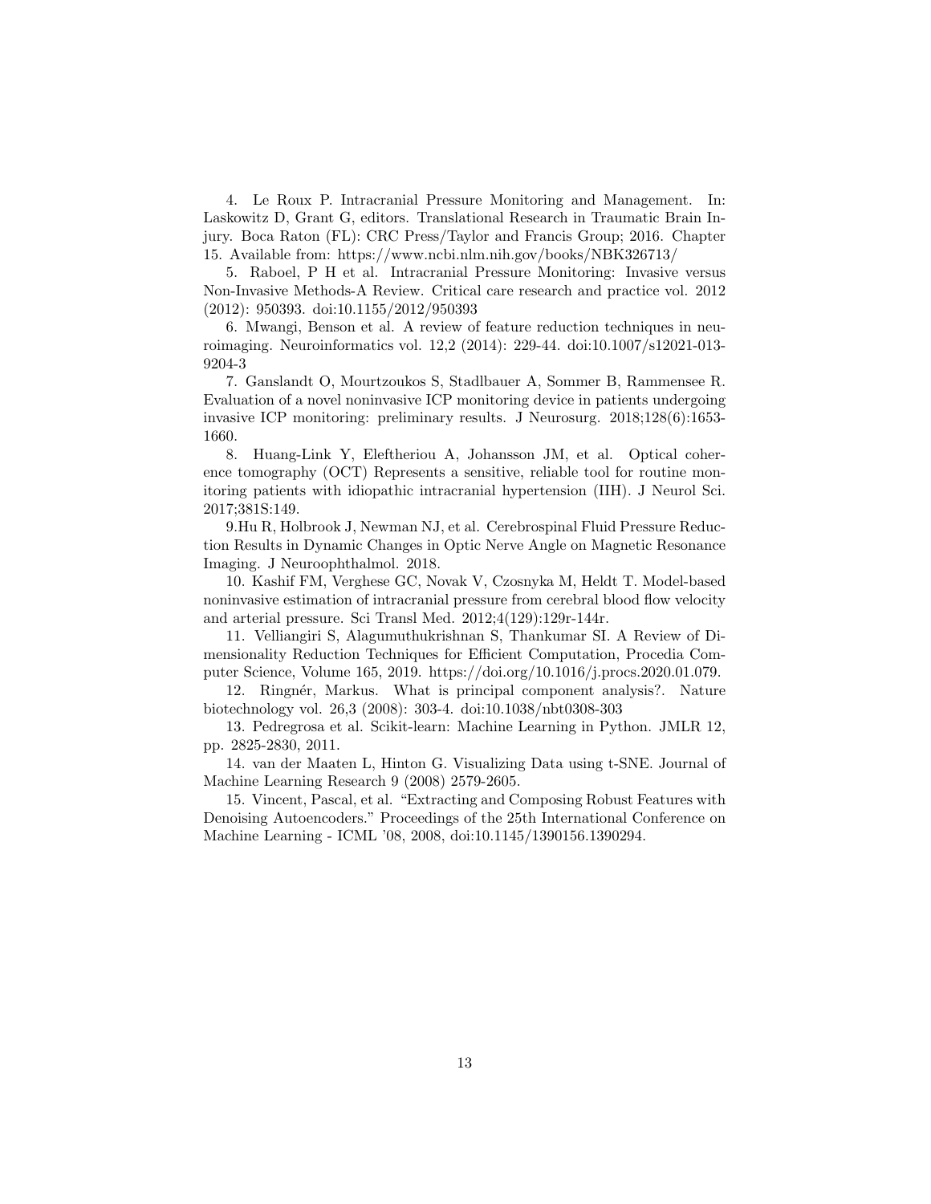4. Le Roux P. Intracranial Pressure Monitoring and Management. In: Laskowitz D, Grant G, editors. Translational Research in Traumatic Brain Injury. Boca Raton (FL): CRC Press/Taylor and Francis Group; 2016. Chapter 15. Available from: https://www.ncbi.nlm.nih.gov/books/NBK326713/

5. Raboel, P H et al. Intracranial Pressure Monitoring: Invasive versus Non-Invasive Methods-A Review. Critical care research and practice vol. 2012 (2012): 950393. doi:10.1155/2012/950393

6. Mwangi, Benson et al. A review of feature reduction techniques in neuroimaging. Neuroinformatics vol. 12,2 (2014): 229-44. doi:10.1007/s12021-013-9204-3

7. Ganslandt O, Mourtzoukos S, Stadlbauer A, Sommer B, Rammensee R. Evaluation of a novel noninvasive ICP monitoring device in patients undergoing invasive ICP monitoring: preliminary results. J Neurosurg. 2018;128(6):1653-1660.

8. Huang-Link Y, Eleftheriou A, Johansson JM, et al. Optical coherence tomography (OCT) Represents a sensitive, reliable tool for routine monitoring patients with idiopathic intracranial hypertension (IIH). J Neurol Sci. 2017;381S:149.

9.Hu R, Holbrook J, Newman NJ, et al. Cerebrospinal Fluid Pressure Reduction Results in Dynamic Changes in Optic Nerve Angle on Magnetic Resonance Imaging. J Neuroophthalmol. 2018.

10. Kashif FM, Verghese GC, Novak V, Czosnyka M, Heldt T. Model-based noninvasive estimation of intracranial pressure from cerebral blood flow velocity and arterial pressure. Sci Transl Med. 2012;4(129):129r-144r.

11. Velliangiri S, Alagumuthukrishnan S, Thankumar SI. A Review of Dimensionality Reduction Techniques for Efficient Computation, Procedia Computer Science, Volume 165, 2019. https://doi.org/10.1016/j.procs.2020.01.079.

12. Ringnér, Markus. What is principal component analysis?. Nature biotechnology vol. 26,3 (2008): 303-4. doi:10.1038/nbt0308-303

13. Pedregrosa et al. Scikit-learn: Machine Learning in Python. JMLR 12, pp. 2825-2830, 2011.

14. van der Maaten L, Hinton G. Visualizing Data using t-SNE. Journal of Machine Learning Research 9 (2008) 2579-2605.

15. Vincent, Pascal, et al. "Extracting and Composing Robust Features with Denoising Autoencoders." Proceedings of the 25th International Conference on Machine Learning - ICML '08, 2008, doi:10.1145/1390156.1390294.